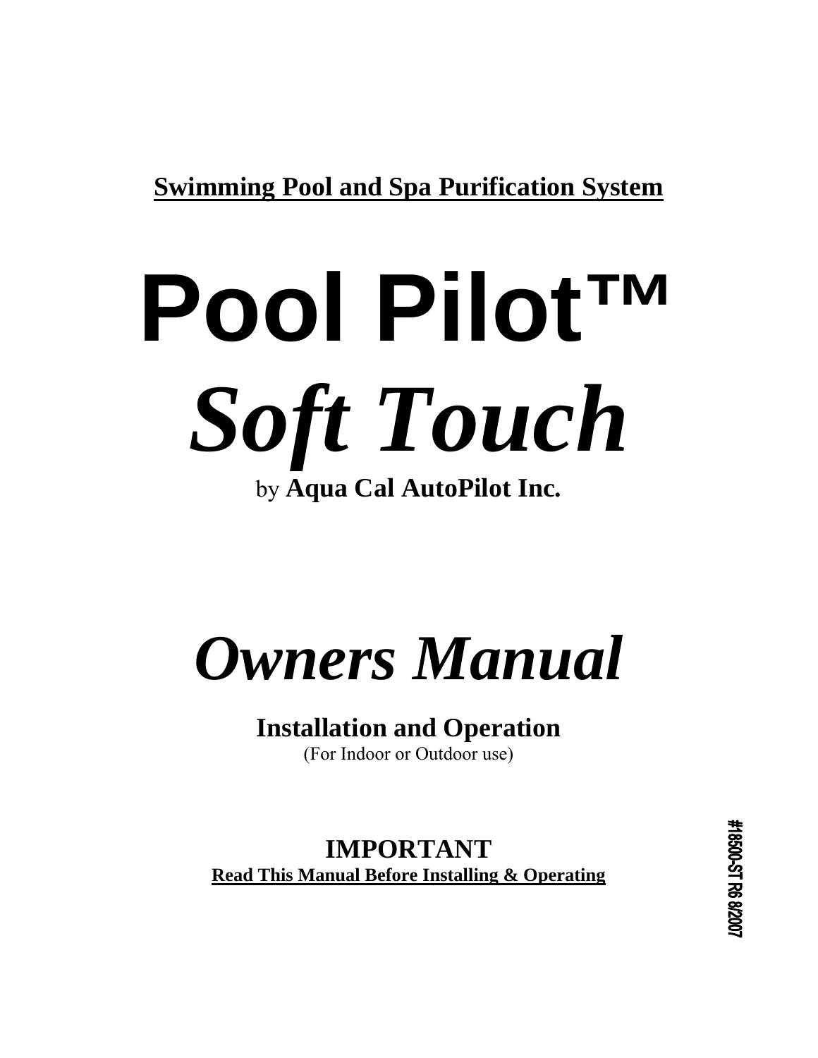**Swimming Pool and Spa Purification System**

# Pool Pilot™

# *Soft Touch*

by **Aqua Cal AutoPilot Inc.**

# *Owners Manual*

## Installation and Operation

(For Indoor or Outdoor use)

**IMPORTANT**

**Read This Manual Before Installing & Operating**

#18500-ST R6 8/2007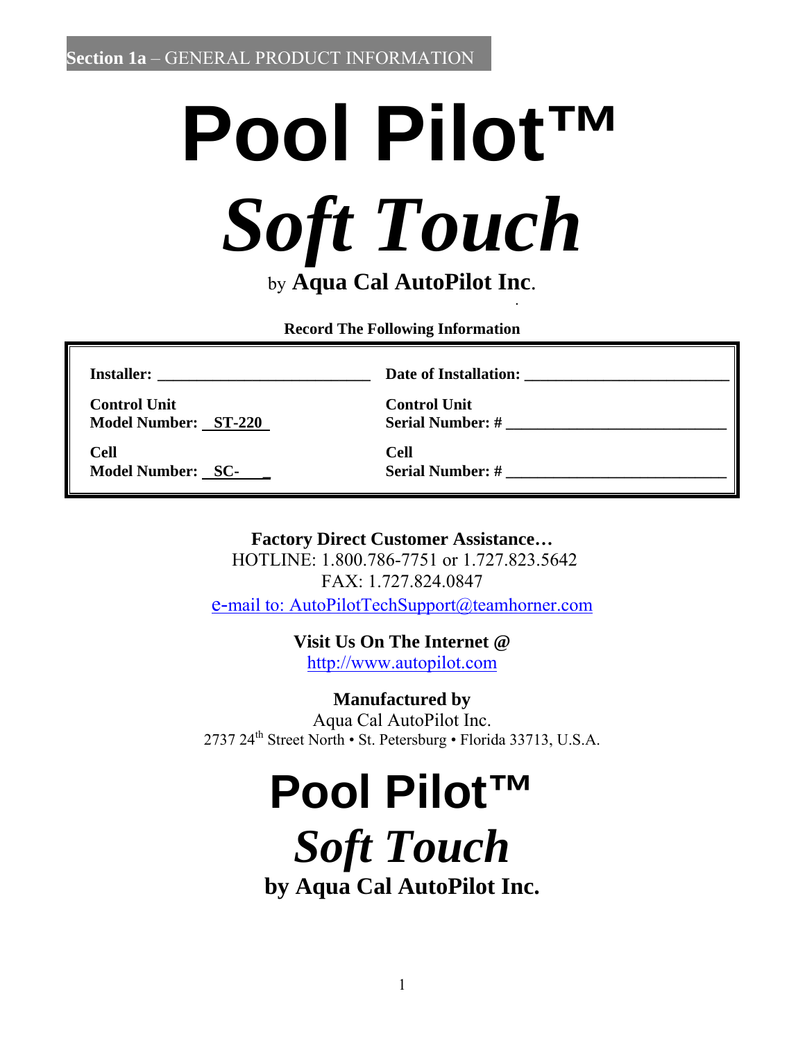**Section 1a** – GENERAL PRODUCT INFORMATION

# Pool Pilot™

# *Soft Touch*

by **Aqua Cal AutoPilot Inc**.

**Record The Following Information**

| | |
|---|---|
| **Installer: ___________________________** | **Date of Installation: __________________________** |
| **Control Unit**<br>**Model Number: _ST-220_** | **Control Unit**<br>**Serial Number: # ____________________________** |
| **Cell**<br>**Model Number: _SC-____** | **Cell**<br>**Serial Number: # ____________________________** |

**Factory Direct Customer Assistance…**
HOTLINE: 1.800.786-7751 or 1.727.823.5642
FAX: 1.727.824.0847
e-mail to: AutoPilotTechSupport@teamhorner.com

**Visit Us On The Internet @**
http://www.autopilot.com

**Manufactured by**
Aqua Cal AutoPilot Inc.
2737 24th Street North • St. Petersburg • Florida 33713, U.S.A.

# Pool Pilot™

# *Soft Touch*

**by Aqua Cal AutoPilot Inc.**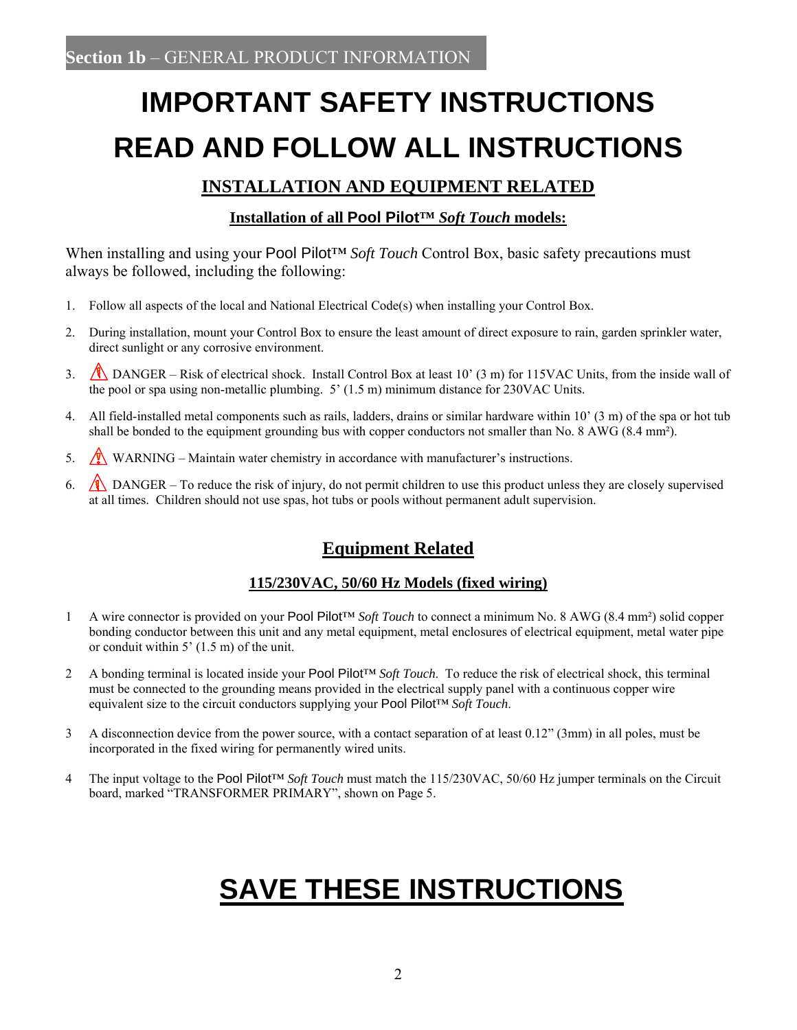**Section 1b** – GENERAL PRODUCT INFORMATION

# IMPORTANT SAFETY INSTRUCTIONS
# READ AND FOLLOW ALL INSTRUCTIONS

## INSTALLATION AND EQUIPMENT RELATED

### Installation of all Pool Pilot™ *Soft Touch* models:

When installing and using your Pool Pilot™ *Soft Touch* Control Box, basic safety precautions must always be followed, including the following:

1. Follow all aspects of the local and National Electrical Code(s) when installing your Control Box.
2. During installation, mount your Control Box to ensure the least amount of direct exposure to rain, garden sprinkler water, direct sunlight or any corrosive environment.
3. ⚠ DANGER – Risk of electrical shock. Install Control Box at least 10' (3 m) for 115VAC Units, from the inside wall of the pool or spa using non-metallic plumbing. 5' (1.5 m) minimum distance for 230VAC Units.
4. All field-installed metal components such as rails, ladders, drains or similar hardware within 10' (3 m) of the spa or hot tub shall be bonded to the equipment grounding bus with copper conductors not smaller than No. 8 AWG (8.4 mm²).
5. ⚠ WARNING – Maintain water chemistry in accordance with manufacturer's instructions.
6. ⚠ DANGER – To reduce the risk of injury, do not permit children to use this product unless they are closely supervised at all times. Children should not use spas, hot tubs or pools without permanent adult supervision.

## Equipment Related

### 115/230VAC, 50/60 Hz Models (fixed wiring)

1. A wire connector is provided on your Pool Pilot™ *Soft Touch* to connect a minimum No. 8 AWG (8.4 mm²) solid copper bonding conductor between this unit and any metal equipment, metal enclosures of electrical equipment, metal water pipe or conduit within 5' (1.5 m) of the unit.
2. A bonding terminal is located inside your Pool Pilot™ *Soft Touch*. To reduce the risk of electrical shock, this terminal must be connected to the grounding means provided in the electrical supply panel with a continuous copper wire equivalent size to the circuit conductors supplying your Pool Pilot™ *Soft Touch*.
3. A disconnection device from the power source, with a contact separation of at least 0.12" (3mm) in all poles, must be incorporated in the fixed wiring for permanently wired units.
4. The input voltage to the Pool Pilot™ *Soft Touch* must match the 115/230VAC, 50/60 Hz jumper terminals on the Circuit board, marked "TRANSFORMER PRIMARY", shown on Page 5.

# SAVE THESE INSTRUCTIONS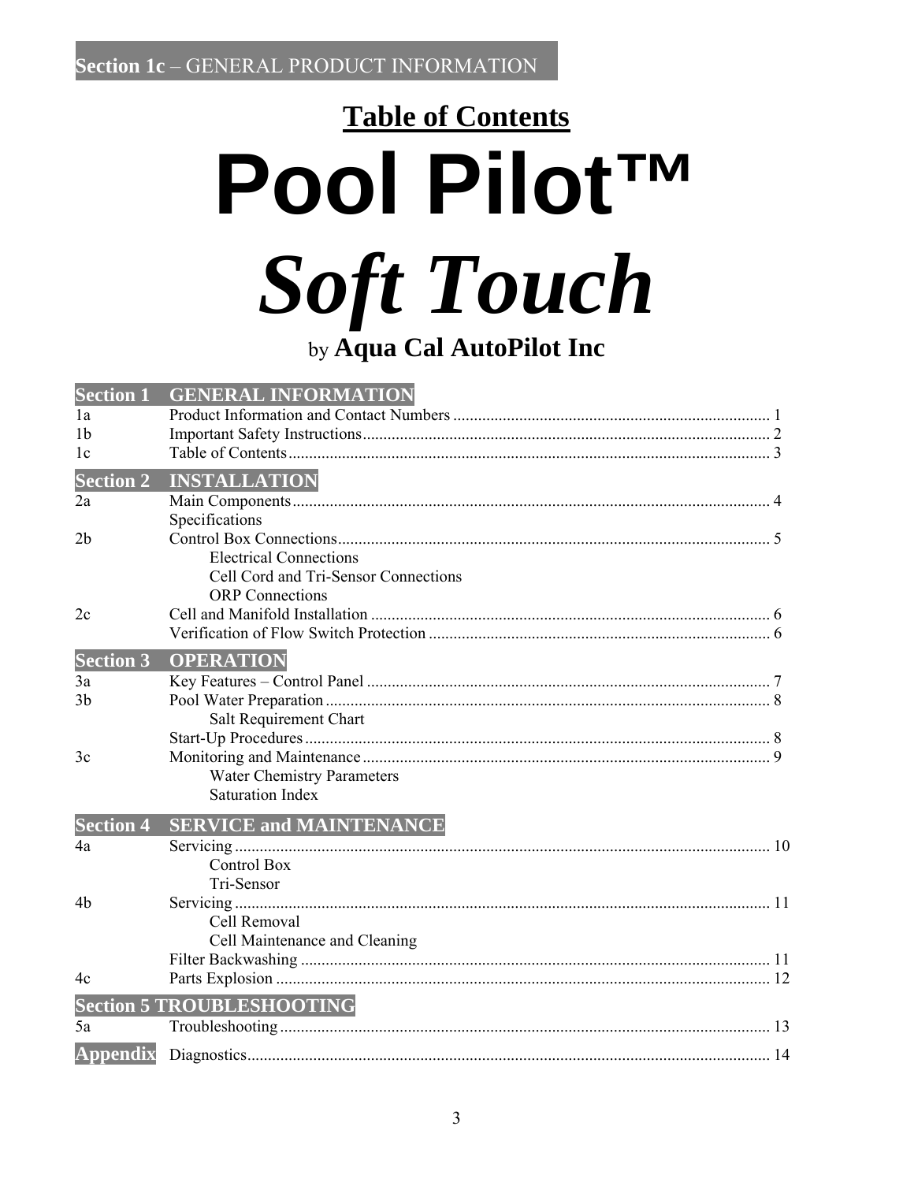**Section 1c** – GENERAL PRODUCT INFORMATION

# Table of Contents

# Pool Pilot™

# *Soft Touch*

by **Aqua Cal AutoPilot Inc**

## Section 1 GENERAL INFORMATION

| | | |
|---|---|---|
| 1a | Product Information and Contact Numbers | 1 |
| 1b | Important Safety Instructions | 2 |
| 1c | Table of Contents | 3 |

## Section 2 INSTALLATION

| | | |
|---|---|---|
| 2a | Main Components | 4 |
| | Specifications | |
| 2b | Control Box Connections | 5 |
| | Electrical Connections | |
| | Cell Cord and Tri-Sensor Connections | |
| | ORP Connections | |
| 2c | Cell and Manifold Installation | 6 |
| | Verification of Flow Switch Protection | 6 |

## Section 3 OPERATION

| | | |
|---|---|---|
| 3a | Key Features – Control Panel | 7 |
| 3b | Pool Water Preparation | 8 |
| | Salt Requirement Chart | |
| | Start-Up Procedures | 8 |
| 3c | Monitoring and Maintenance | 9 |
| | Water Chemistry Parameters | |
| | Saturation Index | |

## Section 4 SERVICE and MAINTENANCE

| | | |
|---|---|---|
| 4a | Servicing | 10 |
| | Control Box | |
| | Tri-Sensor | |
| 4b | Servicing | 11 |
| | Cell Removal | |
| | Cell Maintenance and Cleaning | |
| | Filter Backwashing | 11 |
| 4c | Parts Explosion | 12 |

## Section 5 TROUBLESHOOTING

| | | |
|---|---|---|
| 5a | Troubleshooting | 13 |

## Appendix

| | |
|---|---|
| Diagnostics | 14 |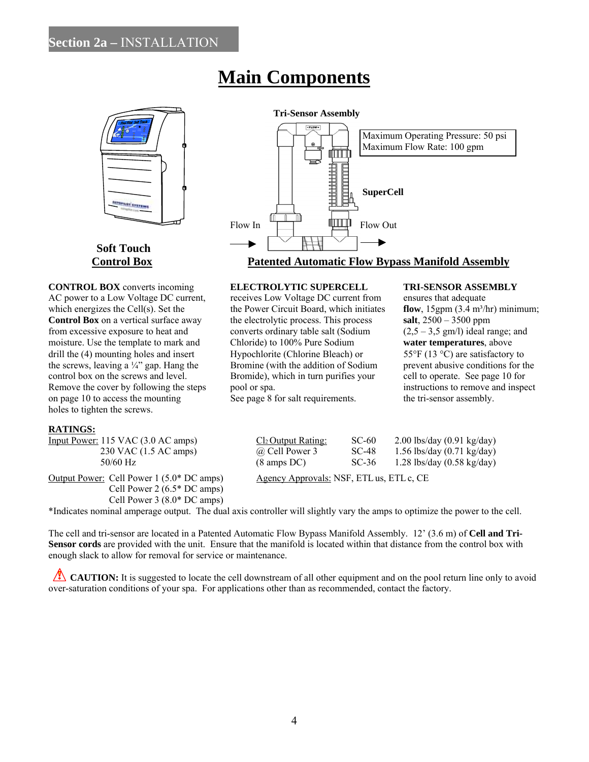Section 2a – INSTALLATION

# Main Components

Tri-Sensor Assembly

Maximum Operating Pressure: 50 psi
Maximum Flow Rate: 100 gpm

SuperCell

Flow In

Flow Out

**Soft Touch**
**Control Box**

**Patented Automatic Flow Bypass Manifold Assembly**

**CONTROL BOX** converts incoming AC power to a Low Voltage DC current, which energizes the Cell(s). Set the **Control Box** on a vertical surface away from excessive exposure to heat and moisture. Use the template to mark and drill the (4) mounting holes and insert the screws, leaving a ¼" gap. Hang the control box on the screws and level. Remove the cover by following the steps on page 10 to access the mounting holes to tighten the screws.

**ELECTROLYTIC SUPERCELL** receives Low Voltage DC current from the Power Circuit Board, which initiates the electrolytic process. This process converts ordinary table salt (Sodium Chloride) to 100% Pure Sodium Hypochlorite (Chlorine Bleach) or Bromine (with the addition of Sodium Bromide), which in turn purifies your pool or spa. See page 8 for salt requirements.

**TRI-SENSOR ASSEMBLY** ensures that adequate **flow**, 15gpm (3.4 m³/hr) minimum; **salt**, 2500 – 3500 ppm (2,5 – 3,5 gm/l) ideal range; and **water temperatures**, above 55°F (13 °C) are satisfactory to prevent abusive conditions for the cell to operate. See page 10 for instructions to remove and inspect the tri-sensor assembly.

**RATINGS:**

Input Power: 115 VAC (3.0 AC amps)
230 VAC (1.5 AC amps)
50/60 Hz

Output Power: Cell Power 1 (5.0* DC amps)
Cell Power 2 (6.5* DC amps)
Cell Power 3 (8.0* DC amps)

$Cl_2$ Output Rating: @ Cell Power 3 (8 amps DC)

| | |
|---|---|
| SC-60 | 2.00 lbs/day (0.91 kg/day) |
| SC-48 | 1.56 lbs/day (0.71 kg/day) |
| SC-36 | 1.28 lbs/day (0.58 kg/day) |

Agency Approvals: NSF, ETL us, ETL c, CE

*Indicates nominal amperage output. The dual axis controller will slightly vary the amps to optimize the power to the cell.

The cell and tri-sensor are located in a Patented Automatic Flow Bypass Manifold Assembly. 12' (3.6 m) of **Cell and Tri-Sensor cords** are provided with the unit. Ensure that the manifold is located within that distance from the control box with enough slack to allow for removal for service or maintenance.

⚠ **CAUTION:** It is suggested to locate the cell downstream of all other equipment and on the pool return line only to avoid over-saturation conditions of your spa. For applications other than as recommended, contact the factory.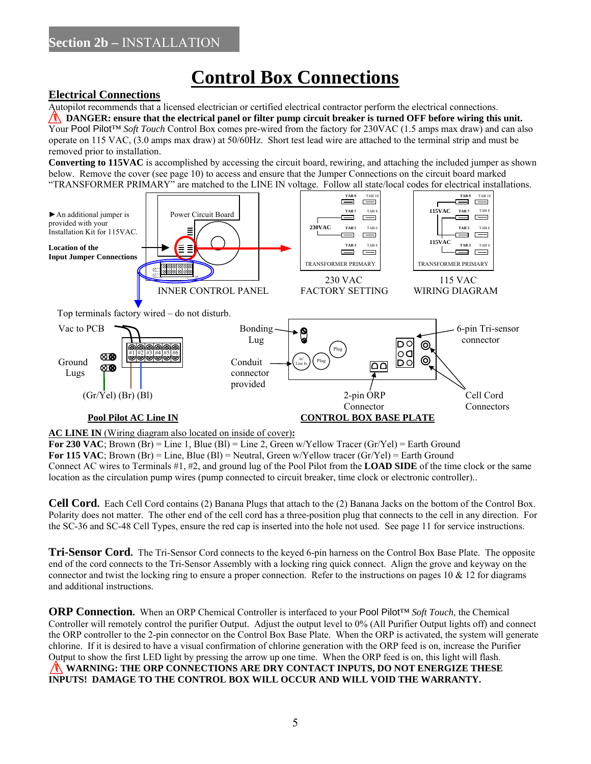Section 2b – INSTALLATION

# Control Box Connections

## Electrical Connections

Autopilot recommends that a licensed electrician or certified electrical contractor perform the electrical connections.

⚠ **DANGER: ensure that the electrical panel or filter pump circuit breaker is turned OFF before wiring this unit.**

Your Pool Pilot™ *Soft Touch* Control Box comes pre-wired from the factory for 230VAC (1.5 amps max draw) and can also operate on 115 VAC, (3.0 amps max draw) at 50/60Hz. Short test lead wire are attached to the terminal strip and must be removed prior to installation.

**Converting to 115VAC** is accomplished by accessing the circuit board, rewiring, and attaching the included jumper as shown below. Remove the cover (see page 10) to access and ensure that the Jumper Connections on the circuit board marked "TRANSFORMER PRIMARY" are matched to the LINE IN voltage. Follow all state/local codes for electrical installations.

►An additional jumper is provided with your Installation Kit for 115VAC.

**Location of the Input Jumper Connections**

Power Circuit Board

INNER CONTROL PANEL

TAB 9 TAB 10 TAB 7 TAB 8 230VAC TAB 5 TAB 6 TAB 3 TAB 4 TRANSFORMER PRIMARY

230 VAC FACTORY SETTING

TAB 9 TAB 10 115VAC TAB 7 TAB 8 TAB 5 TAB 6 115VAC TAB 3 TAB 4 TRANSFORMER PRIMARY

115 VAC WIRING DIAGRAM

Top terminals factory wired – do not disturb.

Vac to PCB

Ground Lugs

#1 #2 #3 #4 #5 #6

(Gr/Yel) (Br) (Bl)

**Pool Pilot AC Line IN**

Bonding Lug

Conduit connector provided

AC Line In, Plug, Plug

2-pin ORP Connector

6-pin Tri-sensor connector

Cell Cord Connectors

**CONTROL BOX BASE PLATE**

**AC LINE IN** (Wiring diagram also located on inside of cover)**:**

**For 230 VAC**; Brown (Br) = Line 1, Blue (Bl) = Line 2, Green w/Yellow Tracer (Gr/Yel) = Earth Ground

**For 115 VAC**; Brown (Br) = Line, Blue (Bl) = Neutral, Green w/Yellow tracer (Gr/Yel) = Earth Ground

Connect AC wires to Terminals #1, #2, and ground lug of the Pool Pilot from the **LOAD SIDE** of the time clock or the same location as the circulation pump wires (pump connected to circuit breaker, time clock or electronic controller)..

**Cell Cord.** Each Cell Cord contains (2) Banana Plugs that attach to the (2) Banana Jacks on the bottom of the Control Box. Polarity does not matter. The other end of the cell cord has a three-position plug that connects to the cell in any direction. For the SC-36 and SC-48 Cell Types, ensure the red cap is inserted into the hole not used. See page 11 for service instructions.

**Tri-Sensor Cord.** The Tri-Sensor Cord connects to the keyed 6-pin harness on the Control Box Base Plate. The opposite end of the cord connects to the Tri-Sensor Assembly with a locking ring quick connect. Align the grove and keyway on the connector and twist the locking ring to ensure a proper connection. Refer to the instructions on pages 10 & 12 for diagrams and additional instructions.

**ORP Connection.** When an ORP Chemical Controller is interfaced to your Pool Pilot™ *Soft Touch*, the Chemical Controller will remotely control the purifier Output. Adjust the output level to 0% (All Purifier Output lights off) and connect the ORP controller to the 2-pin connector on the Control Box Base Plate. When the ORP is activated, the system will generate chlorine. If it is desired to have a visual confirmation of chlorine generation with the ORP feed is on, increase the Purifier Output to show the first LED light by pressing the arrow up one time. When the ORP feed is on, this light will flash.

⚠ **WARNING: THE ORP CONNECTIONS ARE DRY CONTACT INPUTS, DO NOT ENERGIZE THESE INPUTS! DAMAGE TO THE CONTROL BOX WILL OCCUR AND WILL VOID THE WARRANTY.**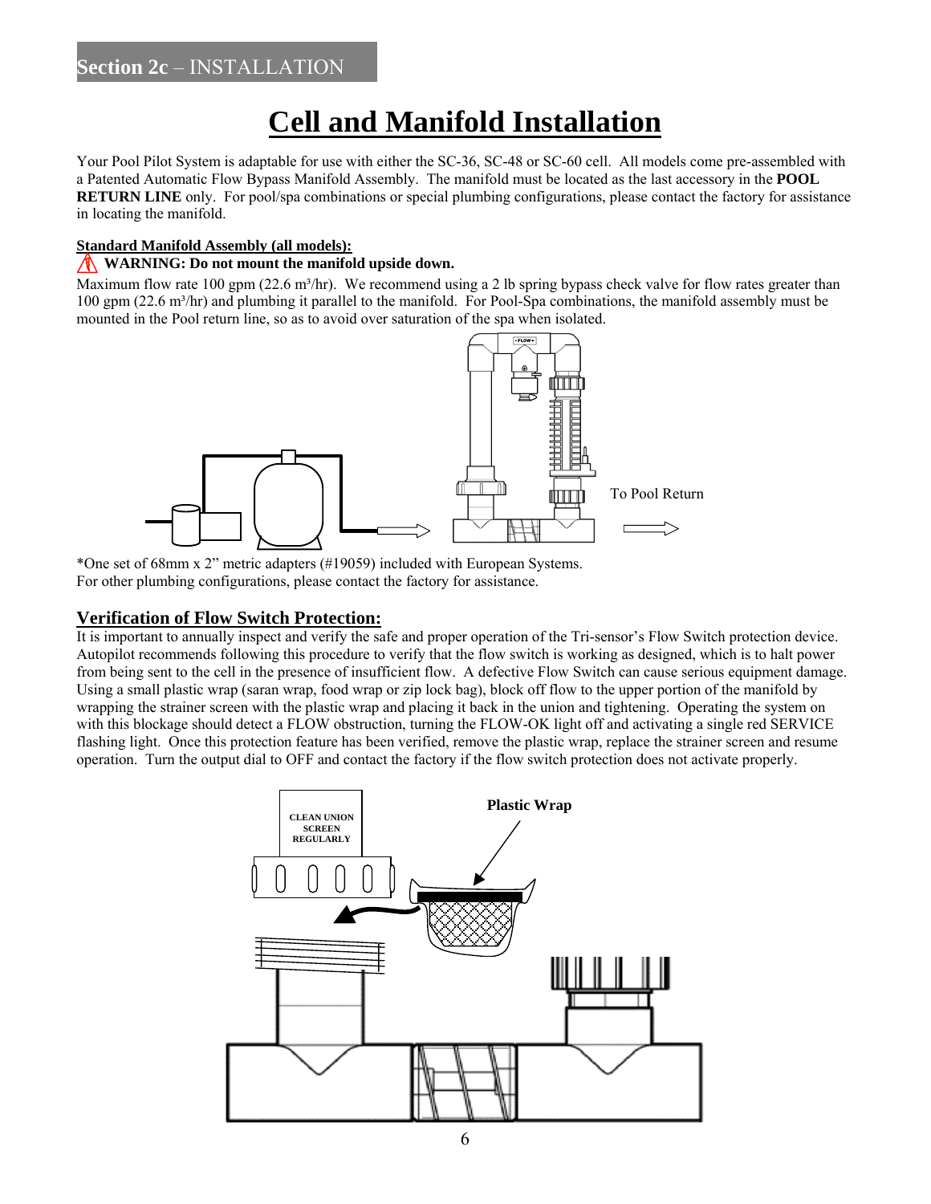**Section 2c** – INSTALLATION

# Cell and Manifold Installation

Your Pool Pilot System is adaptable for use with either the SC-36, SC-48 or SC-60 cell. All models come pre-assembled with a Patented Automatic Flow Bypass Manifold Assembly. The manifold must be located as the last accessory in the **POOL RETURN LINE** only. For pool/spa combinations or special plumbing configurations, please contact the factory for assistance in locating the manifold.

**Standard Manifold Assembly (all models):**

**WARNING: Do not mount the manifold upside down.**

Maximum flow rate 100 gpm (22.6 m³/hr). We recommend using a 2 lb spring bypass check valve for flow rates greater than 100 gpm (22.6 m³/hr) and plumbing it parallel to the manifold. For Pool-Spa combinations, the manifold assembly must be mounted in the Pool return line, so as to avoid over saturation of the spa when isolated.

FLOW

To Pool Return

*One set of 68mm x 2" metric adapters (#19059) included with European Systems.
For other plumbing configurations, please contact the factory for assistance.

## Verification of Flow Switch Protection:

It is important to annually inspect and verify the safe and proper operation of the Tri-sensor's Flow Switch protection device. Autopilot recommends following this procedure to verify that the flow switch is working as designed, which is to halt power from being sent to the cell in the presence of insufficient flow. A defective Flow Switch can cause serious equipment damage. Using a small plastic wrap (saran wrap, food wrap or zip lock bag), block off flow to the upper portion of the manifold by wrapping the strainer screen with the plastic wrap and placing it back in the union and tightening. Operating the system on with this blockage should detect a FLOW obstruction, turning the FLOW-OK light off and activating a single red SERVICE flashing light. Once this protection feature has been verified, remove the plastic wrap, replace the strainer screen and resume operation. Turn the output dial to OFF and contact the factory if the flow switch protection does not activate properly.

CLEAN UNION SCREEN REGULARLY

**Plastic Wrap**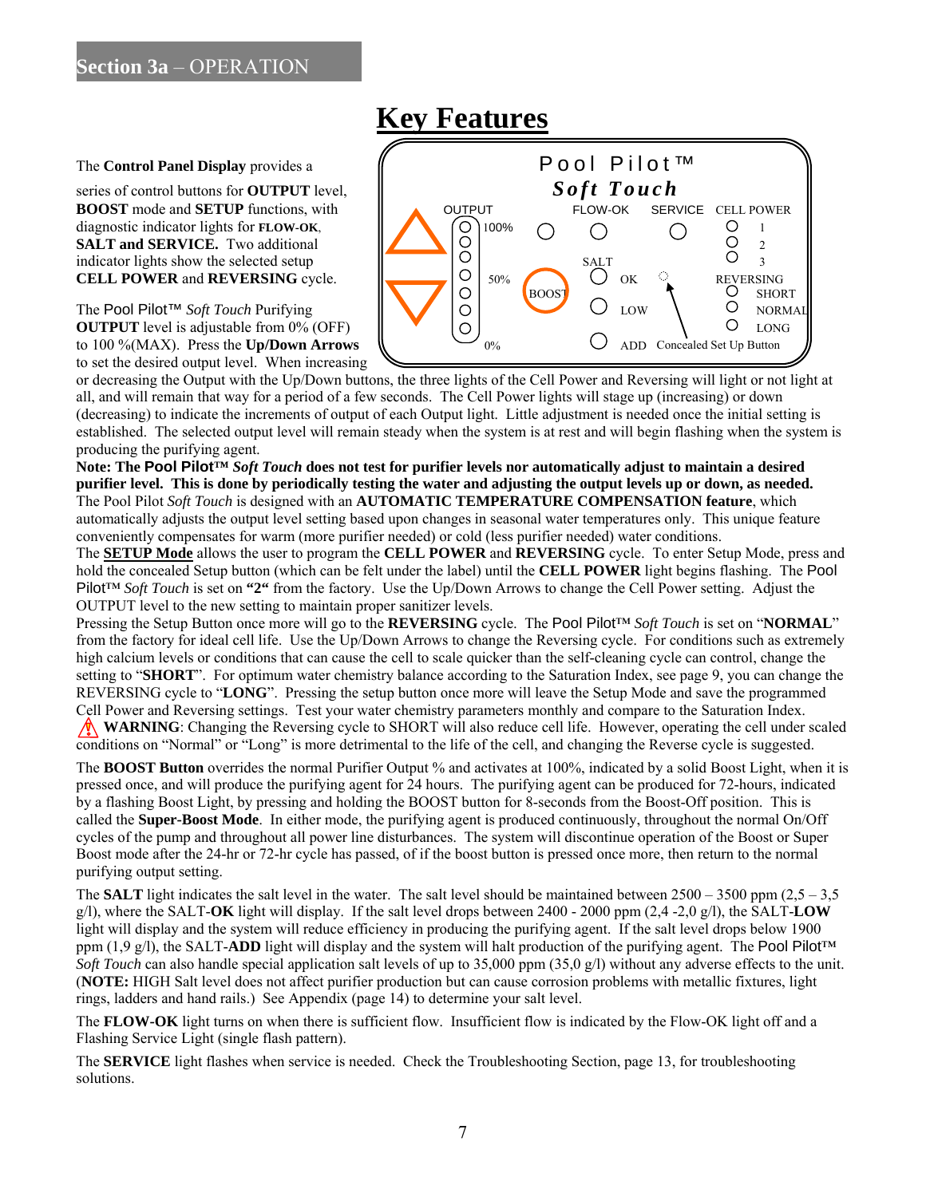## Section 3a – OPERATION

# Key Features

The **Control Panel Display** provides a series of control buttons for **OUTPUT** level, **BOOST** mode and **SETUP** functions, with diagnostic indicator lights for **FLOW-OK**, **SALT and SERVICE.** Two additional indicator lights show the selected setup **CELL POWER** and **REVERSING** cycle.

The Pool Pilot™ *Soft Touch* Purifying **OUTPUT** level is adjustable from 0% (OFF) to 100 %(MAX). Press the **Up/Down Arrows** to set the desired output level. When increasing or decreasing the Output with the Up/Down buttons, the three lights of the Cell Power and Reversing will light or not light at all, and will remain that way for a period of a few seconds. The Cell Power lights will stage up (increasing) or down (decreasing) to indicate the increments of output of each Output light. Little adjustment is needed once the initial setting is established. The selected output level will remain steady when the system is at rest and will begin flashing when the system is producing the purifying agent.

**Note: The Pool Pilot™ *Soft Touch* does not test for purifier levels nor automatically adjust to maintain a desired purifier level. This is done by periodically testing the water and adjusting the output levels up or down, as needed.**

The Pool Pilot *Soft Touch* is designed with an **AUTOMATIC TEMPERATURE COMPENSATION feature**, which automatically adjusts the output level setting based upon changes in seasonal water temperatures only. This unique feature conveniently compensates for warm (more purifier needed) or cold (less purifier needed) water conditions.

The **SETUP Mode** allows the user to program the **CELL POWER** and **REVERSING** cycle. To enter Setup Mode, press and hold the concealed Setup button (which can be felt under the label) until the **CELL POWER** light begins flashing. The Pool Pilot™ *Soft Touch* is set on **"2"** from the factory. Use the Up/Down Arrows to change the Cell Power setting. Adjust the OUTPUT level to the new setting to maintain proper sanitizer levels.

Pressing the Setup Button once more will go to the **REVERSING** cycle. The Pool Pilot™ *Soft Touch* is set on "**NORMAL**" from the factory for ideal cell life. Use the Up/Down Arrows to change the Reversing cycle. For conditions such as extremely high calcium levels or conditions that can cause the cell to scale quicker than the self-cleaning cycle can control, change the setting to "**SHORT**". For optimum water chemistry balance according to the Saturation Index, see page 9, you can change the REVERSING cycle to "**LONG**". Pressing the setup button once more will leave the Setup Mode and save the programmed Cell Power and Reversing settings. Test your water chemistry parameters monthly and compare to the Saturation Index.

⚠ **WARNING**: Changing the Reversing cycle to SHORT will also reduce cell life. However, operating the cell under scaled conditions on "Normal" or "Long" is more detrimental to the life of the cell, and changing the Reverse cycle is suggested.

The **BOOST Button** overrides the normal Purifier Output % and activates at 100%, indicated by a solid Boost Light, when it is pressed once, and will produce the purifying agent for 24 hours. The purifying agent can be produced for 72-hours, indicated by a flashing Boost Light, by pressing and holding the BOOST button for 8-seconds from the Boost-Off position. This is called the **Super-Boost Mode**. In either mode, the purifying agent is produced continuously, throughout the normal On/Off cycles of the pump and throughout all power line disturbances. The system will discontinue operation of the Boost or Super Boost mode after the 24-hr or 72-hr cycle has passed, of if the boost button is pressed once more, then return to the normal purifying output setting.

The **SALT** light indicates the salt level in the water. The salt level should be maintained between 2500 – 3500 ppm (2,5 – 3,5 g/l), where the SALT-**OK** light will display. If the salt level drops between 2400 - 2000 ppm (2,4 -2,0 g/l), the SALT-**LOW** light will display and the system will reduce efficiency in producing the purifying agent. If the salt level drops below 1900 ppm (1,9 g/l), the SALT-**ADD** light will display and the system will halt production of the purifying agent. The Pool Pilot™ *Soft Touch* can also handle special application salt levels of up to 35,000 ppm (35,0 g/l) without any adverse effects to the unit. (**NOTE:** HIGH Salt level does not affect purifier production but can cause corrosion problems with metallic fixtures, light rings, ladders and hand rails.) See Appendix (page 14) to determine your salt level.

The **FLOW-OK** light turns on when there is sufficient flow. Insufficient flow is indicated by the Flow-OK light off and a Flashing Service Light (single flash pattern).

The **SERVICE** light flashes when service is needed. Check the Troubleshooting Section, page 13, for troubleshooting solutions.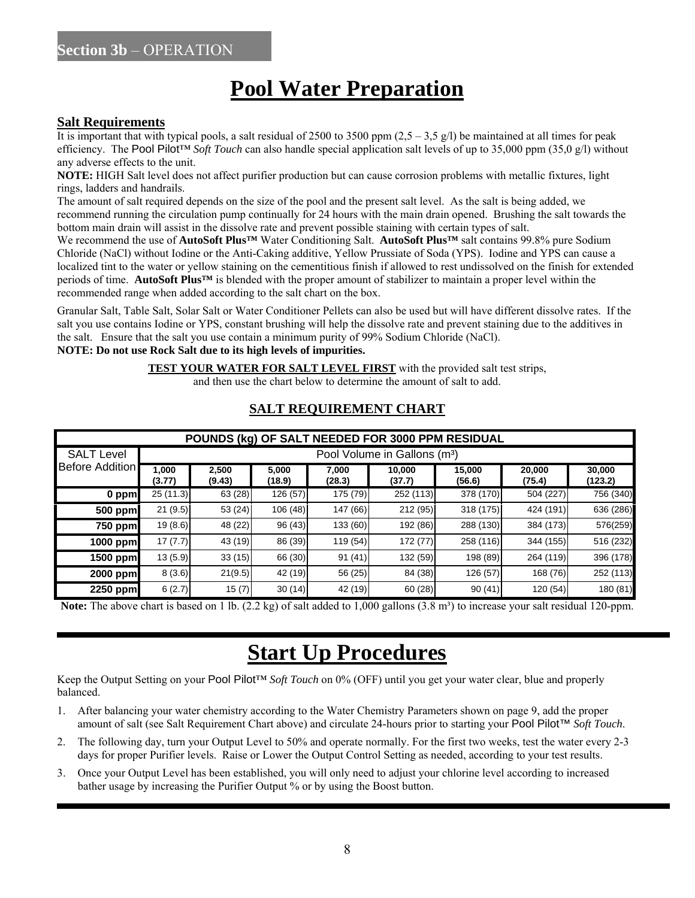Section 3b – OPERATION

# Pool Water Preparation

## Salt Requirements

It is important that with typical pools, a salt residual of 2500 to 3500 ppm (2,5 – 3,5 g/l) be maintained at all times for peak efficiency. The Pool Pilot™ *Soft Touch* can also handle special application salt levels of up to 35,000 ppm (35,0 g/l) without any adverse effects to the unit.

**NOTE:** HIGH Salt level does not affect purifier production but can cause corrosion problems with metallic fixtures, light rings, ladders and handrails.

The amount of salt required depends on the size of the pool and the present salt level. As the salt is being added, we recommend running the circulation pump continually for 24 hours with the main drain opened. Brushing the salt towards the bottom main drain will assist in the dissolve rate and prevent possible staining with certain types of salt.

We recommend the use of **AutoSoft Plus™** Water Conditioning Salt. **AutoSoft Plus™** salt contains 99.8% pure Sodium Chloride (NaCl) without Iodine or the Anti-Caking additive, Yellow Prussiate of Soda (YPS). Iodine and YPS can cause a localized tint to the water or yellow staining on the cementitious finish if allowed to rest undissolved on the finish for extended periods of time. **AutoSoft Plus™** is blended with the proper amount of stabilizer to maintain a proper level within the recommended range when added according to the salt chart on the box.

Granular Salt, Table Salt, Solar Salt or Water Conditioner Pellets can also be used but will have different dissolve rates. If the salt you use contains Iodine or YPS, constant brushing will help the dissolve rate and prevent staining due to the additives in the salt. Ensure that the salt you use contain a minimum purity of 99% Sodium Chloride (NaCl).

**NOTE: Do not use Rock Salt due to its high levels of impurities.**

**TEST YOUR WATER FOR SALT LEVEL FIRST** with the provided salt test strips, and then use the chart below to determine the amount of salt to add.

### SALT REQUIREMENT CHART

| POUNDS (kg) OF SALT NEEDED FOR 3000 PPM RESIDUAL | | | | | | | | |
|---|---|---|---|---|---|---|---|---|
| SALT Level Before Addition | Pool Volume in Gallons (m³) | | | | | | | |
| | 1,000 (3.77) | 2,500 (9.43) | 5,000 (18.9) | 7,000 (28.3) | 10,000 (37.7) | 15,000 (56.6) | 20,000 (75.4) | 30,000 (123.2) |
| **0 ppm** | 25 (11.3) | 63 (28) | 126 (57) | 175 (79) | 252 (113) | 378 (170) | 504 (227) | 756 (340) |
| **500 ppm** | 21 (9.5) | 53 (24) | 106 (48) | 147 (66) | 212 (95) | 318 (175) | 424 (191) | 636 (286) |
| **750 ppm** | 19 (8.6) | 48 (22) | 96 (43) | 133 (60) | 192 (86) | 288 (130) | 384 (173) | 576(259) |
| **1000 ppm** | 17 (7.7) | 43 (19) | 86 (39) | 119 (54) | 172 (77) | 258 (116) | 344 (155) | 516 (232) |
| **1500 ppm** | 13 (5.9) | 33 (15) | 66 (30) | 91 (41) | 132 (59) | 198 (89) | 264 (119) | 396 (178) |
| **2000 ppm** | 8 (3.6) | 21(9.5) | 42 (19) | 56 (25) | 84 (38) | 126 (57) | 168 (76) | 252 (113) |
| **2250 ppm** | 6 (2.7) | 15 (7) | 30 (14) | 42 (19) | 60 (28) | 90 (41) | 120 (54) | 180 (81) |

**Note:** The above chart is based on 1 lb. (2.2 kg) of salt added to 1,000 gallons (3.8 m³) to increase your salt residual 120-ppm.

# Start Up Procedures

Keep the Output Setting on your Pool Pilot™ *Soft Touch* on 0% (OFF) until you get your water clear, blue and properly balanced.

1. After balancing your water chemistry according to the Water Chemistry Parameters shown on page 9, add the proper amount of salt (see Salt Requirement Chart above) and circulate 24-hours prior to starting your Pool Pilot™ *Soft Touch*.
2. The following day, turn your Output Level to 50% and operate normally. For the first two weeks, test the water every 2-3 days for proper Purifier levels. Raise or Lower the Output Control Setting as needed, according to your test results.
3. Once your Output Level has been established, you will only need to adjust your chlorine level according to increased bather usage by increasing the Purifier Output % or by using the Boost button.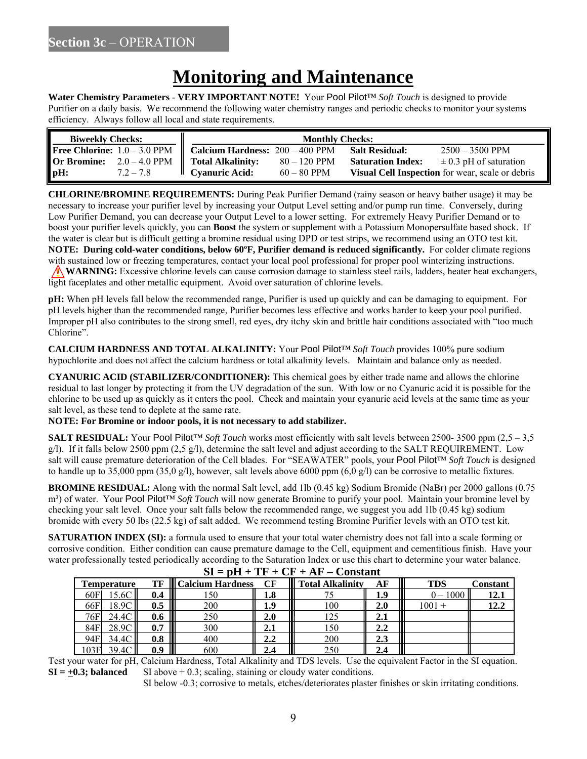**Section 3c** – OPERATION

# Monitoring and Maintenance

**Water Chemistry Parameters** - **VERY IMPORTANT NOTE!** Your Pool Pilot™ *Soft Touch* is designed to provide Purifier on a daily basis. We recommend the following water chemistry ranges and periodic checks to monitor your systems efficiency. Always follow all local and state requirements.

| Biweekly Checks: | | Monthly Checks: | | | |
|---|---|---|---|---|---|
| **Free Chlorine:** | 1.0 – 3.0 PPM | **Calcium Hardness:** | 200 – 400 PPM | **Salt Residual:** | 2500 – 3500 PPM |
| **Or Bromine:** | 2.0 – 4.0 PPM | **Total Alkalinity:** | 80 – 120 PPM | **Saturation Index:** | ± 0.3 pH of saturation |
| **pH:** | 7.2 – 7.8 | **Cyanuric Acid:** | 60 – 80 PPM | **Visual Cell Inspection** for wear, scale or debris | |

**CHLORINE/BROMINE REQUIREMENTS:** During Peak Purifier Demand (rainy season or heavy bather usage) it may be necessary to increase your purifier level by increasing your Output Level setting and/or pump run time. Conversely, during Low Purifier Demand, you can decrease your Output Level to a lower setting. For extremely Heavy Purifier Demand or to boost your purifier levels quickly, you can **Boost** the system or supplement with a Potassium Monopersulfate based shock. If the water is clear but is difficult getting a bromine residual using DPD or test strips, we recommend using an OTO test kit.
**NOTE: During cold-water conditions, below 60ºF, Purifier demand is reduced significantly.** For colder climate regions with sustained low or freezing temperatures, contact your local pool professional for proper pool winterizing instructions.
⚠ **WARNING:** Excessive chlorine levels can cause corrosion damage to stainless steel rails, ladders, heater heat exchangers, light faceplates and other metallic equipment. Avoid over saturation of chlorine levels.

**pH:** When pH levels fall below the recommended range, Purifier is used up quickly and can be damaging to equipment. For pH levels higher than the recommended range, Purifier becomes less effective and works harder to keep your pool purified. Improper pH also contributes to the strong smell, red eyes, dry itchy skin and brittle hair conditions associated with "too much Chlorine".

**CALCIUM HARDNESS AND TOTAL ALKALINITY:** Your Pool Pilot™ *Soft Touch* provides 100% pure sodium hypochlorite and does not affect the calcium hardness or total alkalinity levels. Maintain and balance only as needed.

**CYANURIC ACID (STABILIZER/CONDITIONER):** This chemical goes by either trade name and allows the chlorine residual to last longer by protecting it from the UV degradation of the sun. With low or no Cyanuric acid it is possible for the chlorine to be used up as quickly as it enters the pool. Check and maintain your cyanuric acid levels at the same time as your salt level, as these tend to deplete at the same rate.
**NOTE: For Bromine or indoor pools, it is not necessary to add stabilizer.**

**SALT RESIDUAL:** Your Pool Pilot™ *Soft Touch* works most efficiently with salt levels between 2500- 3500 ppm (2,5 – 3,5 g/l). If it falls below 2500 ppm (2,5 g/l), determine the salt level and adjust according to the SALT REQUIREMENT. Low salt will cause premature deterioration of the Cell blades. For "SEAWATER" pools, your Pool Pilot™ *Soft Touch* is designed to handle up to 35,000 ppm (35,0 g/l), however, salt levels above 6000 ppm (6,0 g/l) can be corrosive to metallic fixtures.

**BROMINE RESIDUAL:** Along with the normal Salt level, add 1lb (0.45 kg) Sodium Bromide (NaBr) per 2000 gallons (0.75 $m^3$) of water. Your Pool Pilot™ *Soft Touch* will now generate Bromine to purify your pool. Maintain your bromine level by checking your salt level. Once your salt falls below the recommended range, we suggest you add 1lb (0.45 kg) sodium bromide with every 50 lbs (22.5 kg) of salt added. We recommend testing Bromine Purifier levels with an OTO test kit.

**SATURATION INDEX (SI):** a formula used to ensure that your total water chemistry does not fall into a scale forming or corrosive condition. Either condition can cause premature damage to the Cell, equipment and cementitious finish. Have your water professionally tested periodically according to the Saturation Index or use this chart to determine your water balance.

$$SI = pH + TF + CF + AF - Constant$$

| Temperature | | TF | Calcium Hardness | CF | Total Alkalinity | AF | TDS | Constant |
|---|---|---|---|---|---|---|---|---|
| 60F | 15.6C | **0.4** | 150 | **1.8** | 75 | **1.9** | 0 – 1000 | **12.1** |
| 66F | 18.9C | **0.5** | 200 | **1.9** | 100 | **2.0** | 1001 + | **12.2** |
| 76F | 24.4C | **0.6** | 250 | **2.0** | 125 | **2.1** | | |
| 84F | 28.9C | **0.7** | 300 | **2.1** | 150 | **2.2** | | |
| 94F | 34.4C | **0.8** | 400 | **2.2** | 200 | **2.3** | | |
| 103F | 39.4C | **0.9** | 600 | **2.4** | 250 | **2.4** | | |

Test your water for pH, Calcium Hardness, Total Alkalinity and TDS levels. Use the equivalent Factor in the SI equation.

**SI = ±0.3; balanced** SI above + 0.3; scaling, staining or cloudy water conditions.
SI below -0.3; corrosive to metals, etches/deteriorates plaster finishes or skin irritating conditions.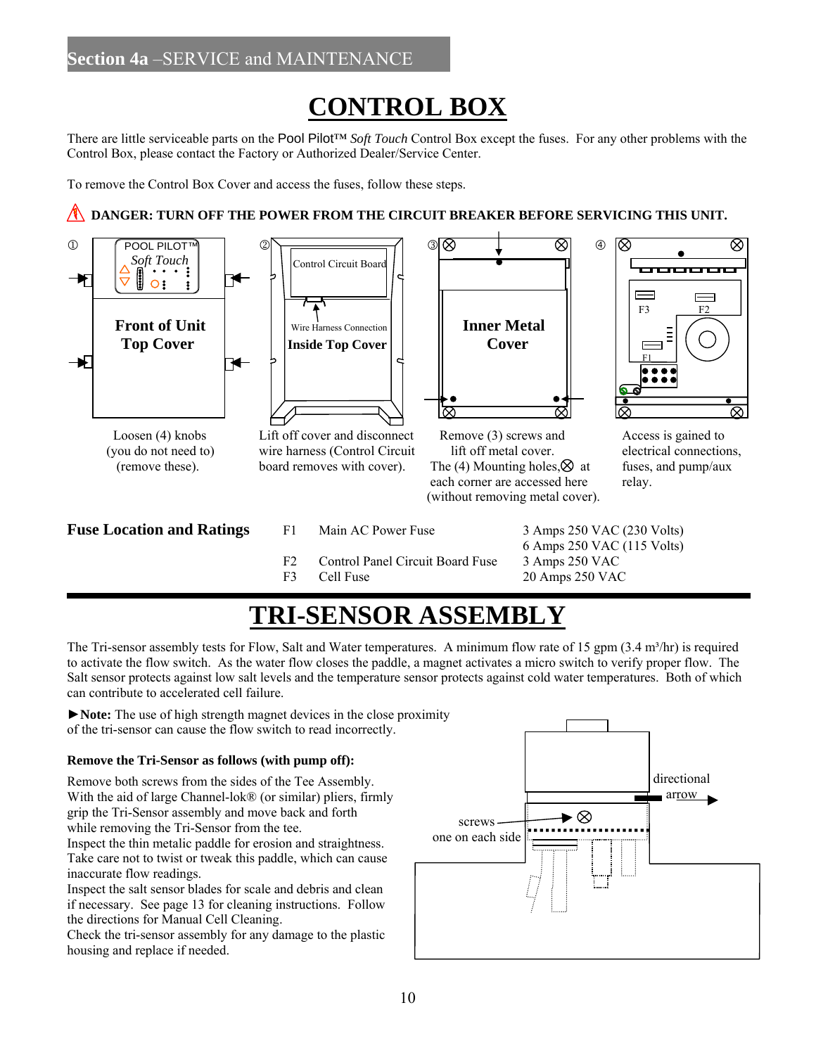# CONTROL BOX

There are little serviceable parts on the Pool Pilot™ *Soft Touch* Control Box except the fuses. For any other problems with the Control Box, please contact the Factory or Authorized Dealer/Service Center.

To remove the Control Box Cover and access the fuses, follow these steps.

**DANGER: TURN OFF THE POWER FROM THE CIRCUIT BREAKER BEFORE SERVICING THIS UNIT.**

① Loosen (4) knobs (you do not need to) (remove these).

② Lift off cover and disconnect wire harness (Control Circuit board removes with cover).

③ Remove (3) screws and lift off metal cover. The (4) Mounting holes,⊗ at each corner are accessed here (without removing metal cover).

④ Access is gained to electrical connections, fuses, and pump/aux relay.

**Fuse Location and Ratings**

| | | |
|---|---|---|
| F1 | Main AC Power Fuse | 3 Amps 250 VAC (230 Volts)<br>6 Amps 250 VAC (115 Volts) |
| F2 | Control Panel Circuit Board Fuse | 3 Amps 250 VAC |
| F3 | Cell Fuse | 20 Amps 250 VAC |

# TRI-SENSOR ASSEMBLY

The Tri-sensor assembly tests for Flow, Salt and Water temperatures. A minimum flow rate of 15 gpm (3.4 m³/hr) is required to activate the flow switch. As the water flow closes the paddle, a magnet activates a micro switch to verify proper flow. The Salt sensor protects against low salt levels and the temperature sensor protects against cold water temperatures. Both of which can contribute to accelerated cell failure.

►**Note:** The use of high strength magnet devices in the close proximity of the tri-sensor can cause the flow switch to read incorrectly.

**Remove the Tri-Sensor as follows (with pump off):**

Remove both screws from the sides of the Tee Assembly.
With the aid of large Channel-lok® (or similar) pliers, firmly grip the Tri-Sensor assembly and move back and forth while removing the Tri-Sensor from the tee.
Inspect the thin metalic paddle for erosion and straightness. Take care not to twist or tweak this paddle, which can cause inaccurate flow readings.
Inspect the salt sensor blades for scale and debris and clean if necessary. See page 13 for cleaning instructions. Follow the directions for Manual Cell Cleaning.
Check the tri-sensor assembly for any damage to the plastic housing and replace if needed.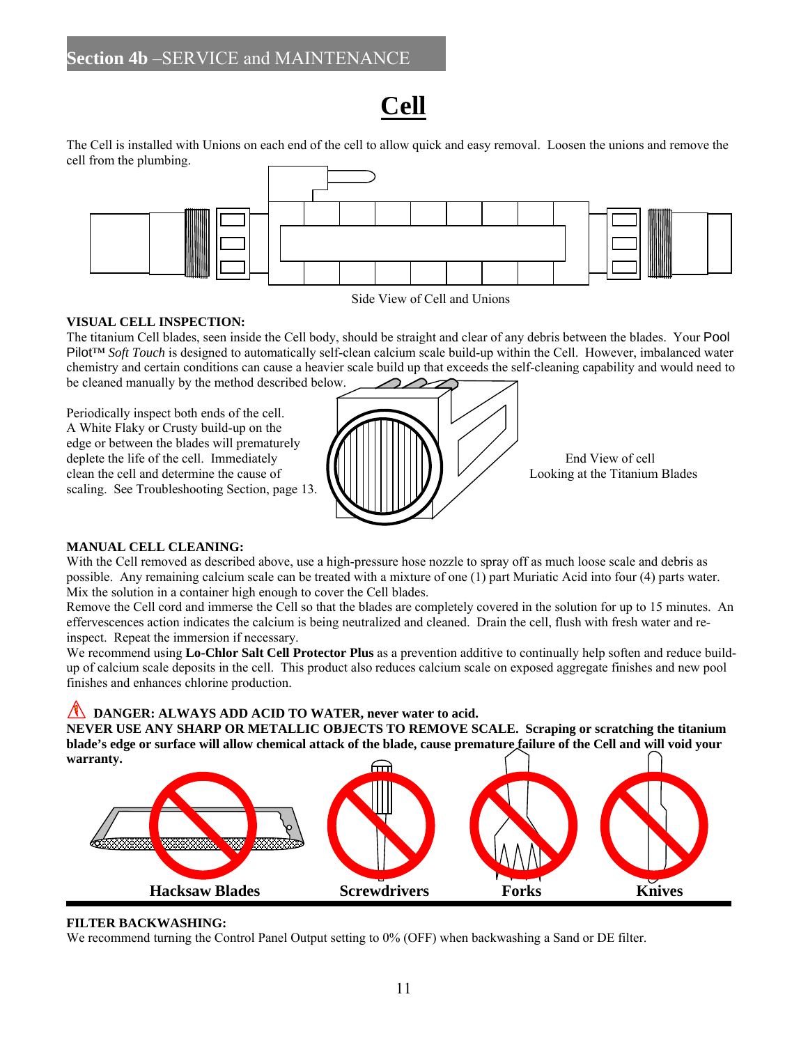## Section 4b –SERVICE and MAINTENANCE

# Cell

The Cell is installed with Unions on each end of the cell to allow quick and easy removal. Loosen the unions and remove the cell from the plumbing.

Side View of Cell and Unions

**VISUAL CELL INSPECTION:**
The titanium Cell blades, seen inside the Cell body, should be straight and clear of any debris between the blades. Your Pool Pilot™ *Soft Touch* is designed to automatically self-clean calcium scale build-up within the Cell. However, imbalanced water chemistry and certain conditions can cause a heavier scale build up that exceeds the self-cleaning capability and would need to be cleaned manually by the method described below.

Periodically inspect both ends of the cell. A White Flaky or Crusty build-up on the edge or between the blades will prematurely deplete the life of the cell. Immediately clean the cell and determine the cause of scaling. See Troubleshooting Section, page 13.

End View of cell
Looking at the Titanium Blades

**MANUAL CELL CLEANING:**
With the Cell removed as described above, use a high-pressure hose nozzle to spray off as much loose scale and debris as possible. Any remaining calcium scale can be treated with a mixture of one (1) part Muriatic Acid into four (4) parts water. Mix the solution in a container high enough to cover the Cell blades.
Remove the Cell cord and immerse the Cell so that the blades are completely covered in the solution for up to 15 minutes. An effervescences action indicates the calcium is being neutralized and cleaned. Drain the cell, flush with fresh water and re-inspect. Repeat the immersion if necessary.
We recommend using **Lo-Chlor Salt Cell Protector Plus** as a prevention additive to continually help soften and reduce build-up of calcium scale deposits in the cell. This product also reduces calcium scale on exposed aggregate finishes and new pool finishes and enhances chlorine production.

**DANGER: ALWAYS ADD ACID TO WATER, never water to acid.**
**NEVER USE ANY SHARP OR METALLIC OBJECTS TO REMOVE SCALE. Scraping or scratching the titanium blade's edge or surface will allow chemical attack of the blade, cause premature failure of the Cell and will void your warranty.**

**Hacksaw Blades** **Screwdrivers** **Forks** **Knives**

**FILTER BACKWASHING:**
We recommend turning the Control Panel Output setting to 0% (OFF) when backwashing a Sand or DE filter.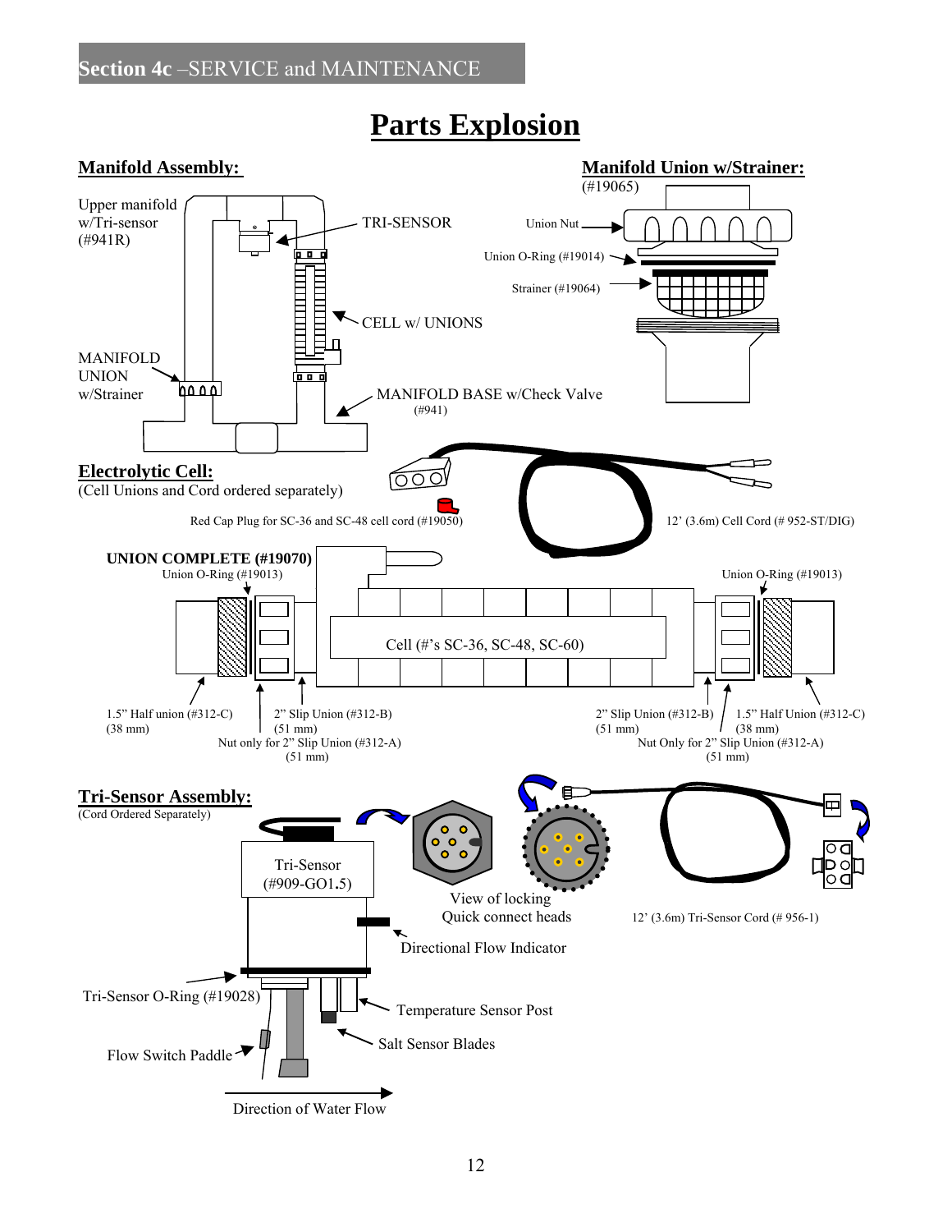## Section 4c –SERVICE and MAINTENANCE

# Parts Explosion

## Manifold Assembly:

Upper manifold w/Tri-sensor (#941R)

TRI-SENSOR

CELL w/ UNIONS

MANIFOLD UNION w/Strainer

MANIFOLD BASE w/Check Valve (#941)

## Manifold Union w/Strainer:

(#19065)

Union Nut

Union O-Ring (#19014)

Strainer (#19064)

## Electrolytic Cell:

(Cell Unions and Cord ordered separately)

Red Cap Plug for SC-36 and SC-48 cell cord (#19050)

12' (3.6m) Cell Cord (# 952-ST/DIG)

**UNION COMPLETE (#19070)**

Union O-Ring (#19013)

Union O-Ring (#19013)

Cell (#'s SC-36, SC-48, SC-60)

1.5" Half union (#312-C) (38 mm)

2" Slip Union (#312-B) (51 mm)

Nut only for 2" Slip Union (#312-A) (51 mm)

2" Slip Union (#312-B) (51 mm)

1.5" Half Union (#312-C) (38 mm)

Nut Only for 2" Slip Union (#312-A) (51 mm)

## Tri-Sensor Assembly:

(Cord Ordered Separately)

Tri-Sensor (#909-GO1.5)

View of locking Quick connect heads

12' (3.6m) Tri-Sensor Cord (# 956-1)

Directional Flow Indicator

Tri-Sensor O-Ring (#19028)

Temperature Sensor Post

Salt Sensor Blades

Flow Switch Paddle

Direction of Water Flow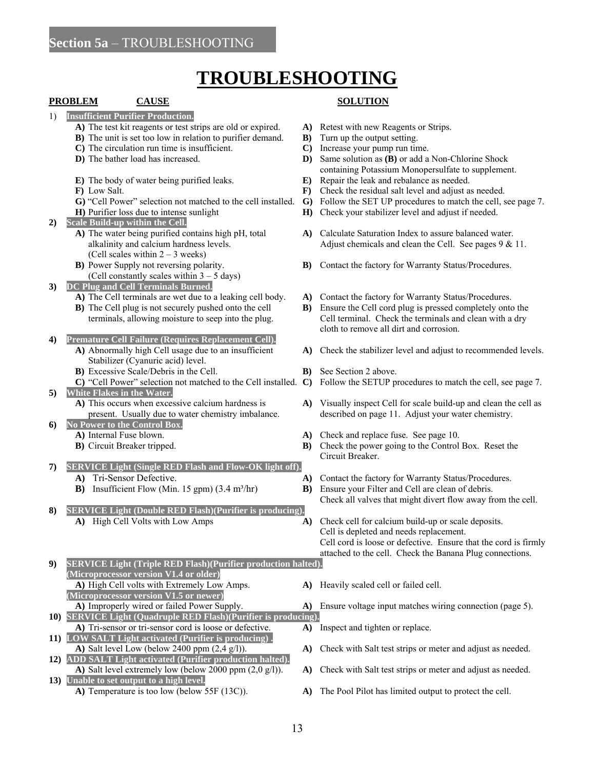## Section 5a – TROUBLESHOOTING

# TROUBLESHOOTING

| PROBLEM / CAUSE | SOLUTION |
|---|---|
| **1) Insufficient Purifier Production.** | |
| **A)** The test kit reagents or test strips are old or expired. | **A)** Retest with new Reagents or Strips. |
| **B)** The unit is set too low in relation to purifier demand. | **B)** Turn up the output setting. |
| **C)** The circulation run time is insufficient. | **C)** Increase your pump run time. |
| **D)** The bather load has increased. | **D)** Same solution as **(B)** or add a Non-Chlorine Shock containing Potassium Monopersulfate to supplement. |
| **E)** The body of water being purified leaks. | **E)** Repair the leak and rebalance as needed. |
| **F)** Low Salt. | **F)** Check the residual salt level and adjust as needed. |
| **G)** "Cell Power" selection not matched to the cell installed. | **G)** Follow the SET UP procedures to match the cell, see page 7. |
| **H)** Purifier loss due to intense sunlight | **H)** Check your stabilizer level and adjust if needed. |
| **2) Scale Build-up within the Cell.** | |
| **A)** The water being purified contains high pH, total alkalinity and calcium hardness levels. (Cell scales within 2 – 3 weeks) | **A)** Calculate Saturation Index to assure balanced water. Adjust chemicals and clean the Cell. See pages 9 & 11. |
| **B)** Power Supply not reversing polarity. (Cell constantly scales within 3 – 5 days) | **B)** Contact the factory for Warranty Status/Procedures. |
| **3) DC Plug and Cell Terminals Burned.** | |
| **A)** The Cell terminals are wet due to a leaking cell body. | **A)** Contact the factory for Warranty Status/Procedures. |
| **B)** The Cell plug is not securely pushed onto the cell terminals, allowing moisture to seep into the plug. | **B)** Ensure the Cell cord plug is pressed completely onto the Cell terminal. Check the terminals and clean with a dry cloth to remove all dirt and corrosion. |
| **4) Premature Cell Failure (Requires Replacement Cell).** | |
| **A)** Abnormally high Cell usage due to an insufficient Stabilizer (Cyanuric acid) level. | **A)** Check the stabilizer level and adjust to recommended levels. |
| **B)** Excessive Scale/Debris in the Cell. | **B)** See Section 2 above. |
| **C)** "Cell Power" selection not matched to the Cell installed. | **C)** Follow the SETUP procedures to match the cell, see page 7. |
| **5) White Flakes in the Water.** | |
| **A)** This occurs when excessive calcium hardness is present. Usually due to water chemistry imbalance. | **A)** Visually inspect Cell for scale build-up and clean the cell as described on page 11. Adjust your water chemistry. |
| **6) No Power to the Control Box.** | |
| **A)** Internal Fuse blown. | **A)** Check and replace fuse. See page 10. |
| **B)** Circuit Breaker tripped. | **B)** Check the power going to the Control Box. Reset the Circuit Breaker. |
| **7) SERVICE Light (Single RED Flash and Flow-OK light off).** | |
| **A)** Tri-Sensor Defective. | **A)** Contact the factory for Warranty Status/Procedures. |
| **B)** Insufficient Flow (Min. 15 gpm) (3.4 m³/hr) | **B)** Ensure your Filter and Cell are clean of debris. Check all valves that might divert flow away from the cell. |
| **8) SERVICE Light (Double RED Flash)(Purifier is producing).** | |
| **A)** High Cell Volts with Low Amps | **A)** Check cell for calcium build-up or scale deposits. Cell is depleted and needs replacement. Cell cord is loose or defective. Ensure that the cord is firmly attached to the cell. Check the Banana Plug connections. |
| **9) SERVICE Light (Triple RED Flash)(Purifier production halted).** | |
| **(Microprocessor version V1.4 or older)** | |
| **A)** High Cell volts with Extremely Low Amps. | **A)** Heavily scaled cell or failed cell. |
| **(Microprocessor version V1.5 or newer)** | |
| **A)** Improperly wired or failed Power Supply. | **A)** Ensure voltage input matches wiring connection (page 5). |
| **10) SERVICE Light (Quadruple RED Flash)(Purifier is producing).** | |
| **A)** Tri-sensor or tri-sensor cord is loose or defective. | **A)** Inspect and tighten or replace. |
| **11) LOW SALT Light activated (Purifier is producing) .** | |
| **A)** Salt level Low (below 2400 ppm (2,4 g/l)). | **A)** Check with Salt test strips or meter and adjust as needed. |
| **12) ADD SALT Light activated (Purifier production halted).** | |
| **A)** Salt level extremely low (below 2000 ppm (2,0 g/l)). | **A)** Check with Salt test strips or meter and adjust as needed. |
| **13) Unable to set output to a high level.** | |
| **A)** Temperature is too low (below 55F (13C)). | **A)** The Pool Pilot has limited output to protect the cell. |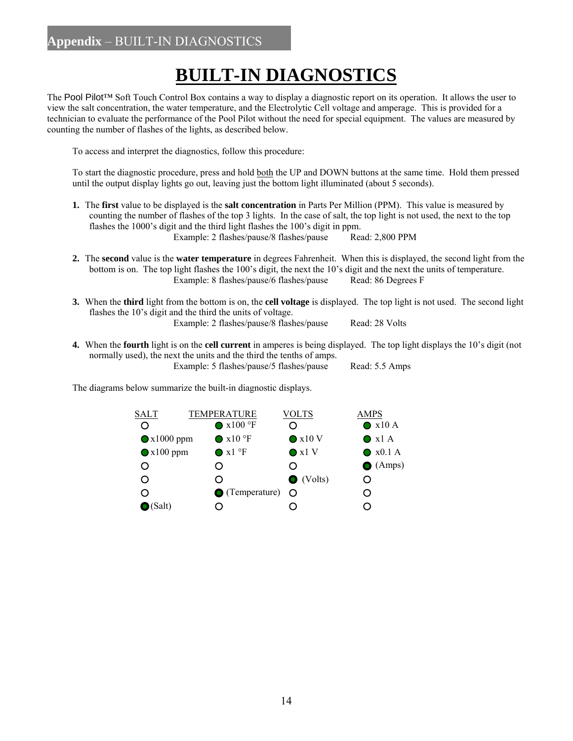# BUILT-IN DIAGNOSTICS

The Pool Pilot™ Soft Touch Control Box contains a way to display a diagnostic report on its operation. It allows the user to view the salt concentration, the water temperature, and the Electrolytic Cell voltage and amperage. This is provided for a technician to evaluate the performance of the Pool Pilot without the need for special equipment. The values are measured by counting the number of flashes of the lights, as described below.

To access and interpret the diagnostics, follow this procedure:

To start the diagnostic procedure, press and hold both the UP and DOWN buttons at the same time. Hold them pressed until the output display lights go out, leaving just the bottom light illuminated (about 5 seconds).

1. The **first** value to be displayed is the **salt concentration** in Parts Per Million (PPM). This value is measured by counting the number of flashes of the top 3 lights. In the case of salt, the top light is not used, the next to the top flashes the 1000's digit and the third light flashes the 100's digit in ppm.
   Example: 2 flashes/pause/8 flashes/pause     Read: 2,800 PPM

2. The **second** value is the **water temperature** in degrees Fahrenheit. When this is displayed, the second light from the bottom is on. The top light flashes the 100's digit, the next the 10's digit and the next the units of temperature.
   Example: 8 flashes/pause/6 flashes/pause     Read: 86 Degrees F

3. When the **third** light from the bottom is on, the **cell voltage** is displayed. The top light is not used. The second light flashes the 10's digit and the third the units of voltage.
   Example: 2 flashes/pause/8 flashes/pause     Read: 28 Volts

4. When the **fourth** light is on the **cell current** in amperes is being displayed. The top light displays the 10's digit (not normally used), the next the units and the third the tenths of amps.
   Example: 5 flashes/pause/5 flashes/pause     Read: 5.5 Amps

The diagrams below summarize the built-in diagnostic displays.

| SALT | TEMPERATURE | VOLTS | AMPS |
|---|---|---|---|
| ○ | ● x100 °F | ○ | ● x10 A |
| ● x1000 ppm | ● x10 °F | ● x10 V | ● x1 A |
| ● x100 ppm | ● x1 °F | ● x1 V | ● x0.1 A |
| ○ | ○ | ○ | ● (Amps) |
| ○ | ○ | ● (Volts) | ○ |
| ○ | ● (Temperature) | ○ | ○ |
| ● (Salt) | ○ | ○ | ○ |